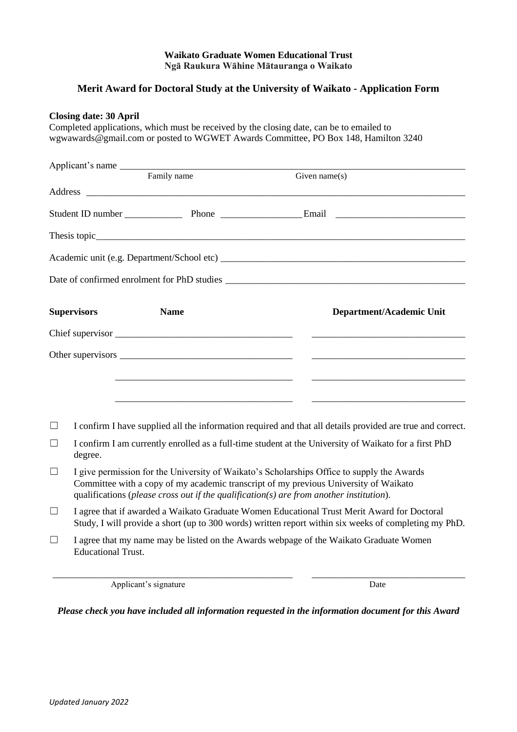**Waikato Graduate Women Educational Trust**
**Ngā Raukura Wāhine Mātauranga o Waikato**

## Merit Award for Doctoral Study at the University of Waikato - Application Form

**Closing date: 30 April**

Completed applications, which must be received by the closing date, can be to emailed to wgwawards@gmail.com or posted to WGWET Awards Committee, PO Box 148, Hamilton 3240

Applicant's name ______________________________________________________________
Family name Given name(s)

Address ______________________________________________________________

Student ID number ____________ Phone _________________ Email ___________________________

Thesis topic______________________________________________________________

Academic unit (e.g. Department/School etc) ______________________________________________________________

Date of confirmed enrolment for PhD studies ______________________________________________________________

| **Supervisors** | **Name** | **Department/Academic Unit** |
|---|---|---|
| Chief supervisor | ____________________________________ | ________________________________ |
| Other supervisors | ____________________________________ | ________________________________ |
| | ____________________________________ | ________________________________ |
| | ____________________________________ | ________________________________ |

☐ I confirm I have supplied all the information required and that all details provided are true and correct.

☐ I confirm I am currently enrolled as a full-time student at the University of Waikato for a first PhD degree.

☐ I give permission for the University of Waikato's Scholarships Office to supply the Awards Committee with a copy of my academic transcript of my previous University of Waikato qualifications (*please cross out if the qualification(s) are from another institution*).

☐ I agree that if awarded a Waikato Graduate Women Educational Trust Merit Award for Doctoral Study, I will provide a short (up to 300 words) written report within six weeks of completing my PhD.

☐ I agree that my name may be listed on the Awards webpage of the Waikato Graduate Women Educational Trust.

_______________________________________________ ________________________________
Applicant's signature Date

***Please check you have included all information requested in the information document for this Award***

*Updated January 2022*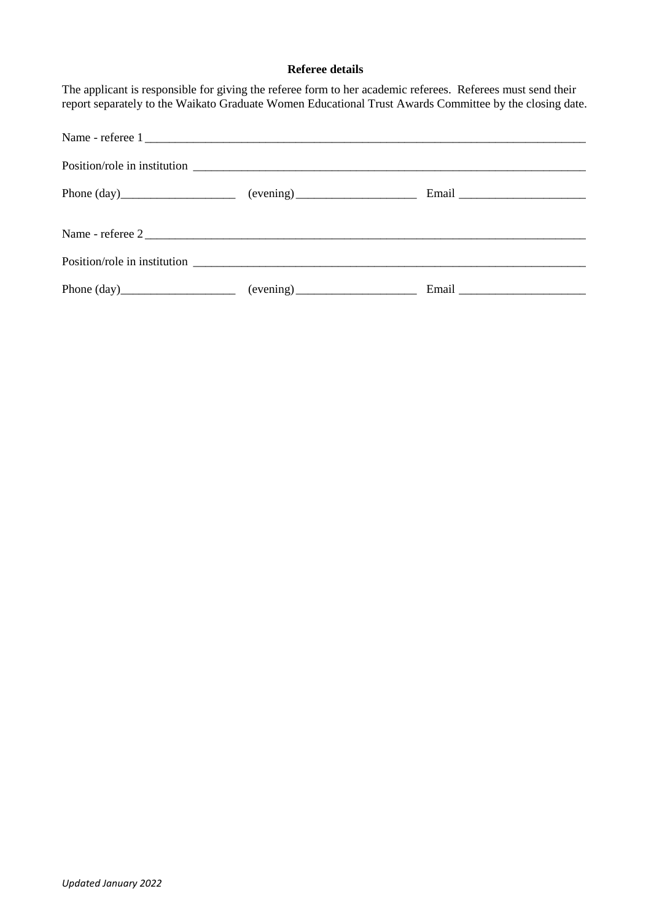**Referee details**

The applicant is responsible for giving the referee form to her academic referees. Referees must send their report separately to the Waikato Graduate Women Educational Trust Awards Committee by the closing date.

Name - referee 1 ___________________________________________________________________________

Position/role in institution ____________________________________________________________________

Phone (day)___________________ (evening) ____________________ Email _____________________

Name - referee 2 ___________________________________________________________________________

Position/role in institution ____________________________________________________________________

Phone (day)___________________ (evening) ____________________ Email _____________________

*Updated January 2022*